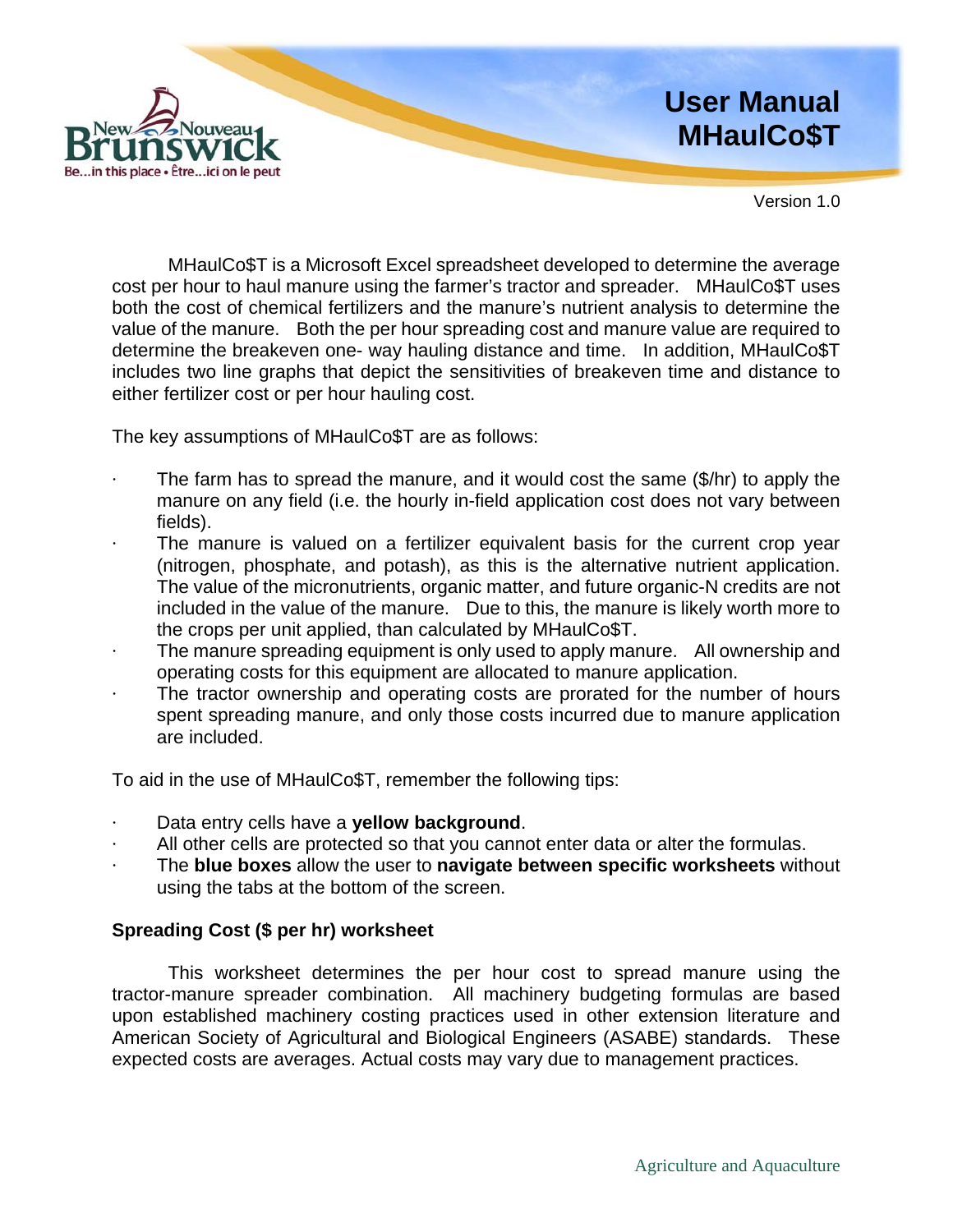# User Manual MHaulCo$T

Version 1.0

MHaulCo$T is a Microsoft Excel spreadsheet developed to determine the average cost per hour to haul manure using the farmer's tractor and spreader. MHaulCo$T uses both the cost of chemical fertilizers and the manure's nutrient analysis to determine the value of the manure. Both the per hour spreading cost and manure value are required to determine the breakeven one- way hauling distance and time. In addition, MHaulCo$T includes two line graphs that depict the sensitivities of breakeven time and distance to either fertilizer cost or per hour hauling cost.

The key assumptions of MHaulCo$T are as follows:

- The farm has to spread the manure, and it would cost the same ($/hr) to apply the manure on any field (i.e. the hourly in-field application cost does not vary between fields).
- The manure is valued on a fertilizer equivalent basis for the current crop year (nitrogen, phosphate, and potash), as this is the alternative nutrient application. The value of the micronutrients, organic matter, and future organic-N credits are not included in the value of the manure. Due to this, the manure is likely worth more to the crops per unit applied, than calculated by MHaulCo$T.
- The manure spreading equipment is only used to apply manure. All ownership and operating costs for this equipment are allocated to manure application.
- The tractor ownership and operating costs are prorated for the number of hours spent spreading manure, and only those costs incurred due to manure application are included.

To aid in the use of MHaulCo$T, remember the following tips:

- Data entry cells have a **yellow background**.
- All other cells are protected so that you cannot enter data or alter the formulas.
- The **blue boxes** allow the user to **navigate between specific worksheets** without using the tabs at the bottom of the screen.

## Spreading Cost ($ per hr) worksheet

This worksheet determines the per hour cost to spread manure using the tractor-manure spreader combination. All machinery budgeting formulas are based upon established machinery costing practices used in other extension literature and American Society of Agricultural and Biological Engineers (ASABE) standards. These expected costs are averages. Actual costs may vary due to management practices.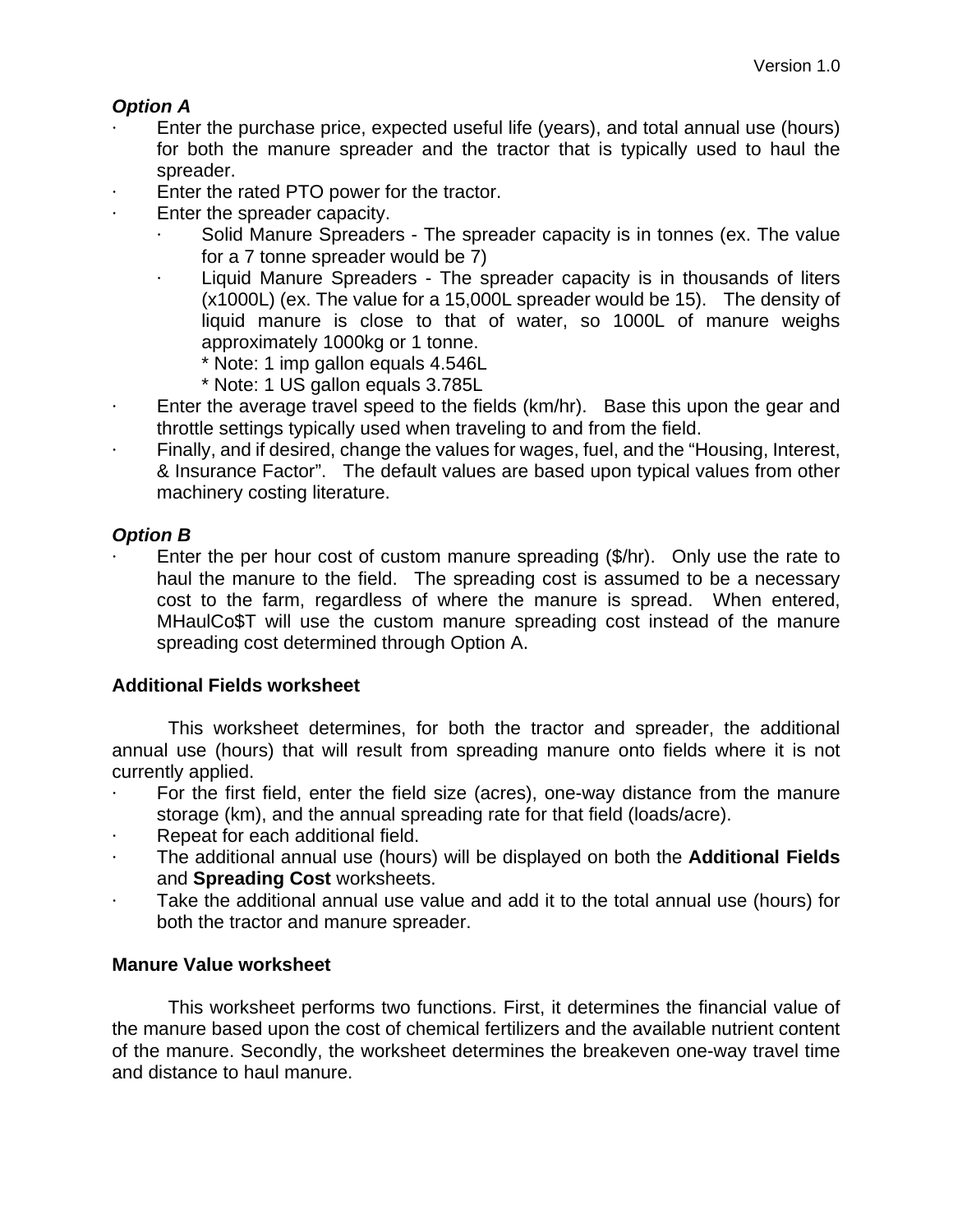***Option A***

- Enter the purchase price, expected useful life (years), and total annual use (hours) for both the manure spreader and the tractor that is typically used to haul the spreader.
- Enter the rated PTO power for the tractor.
- Enter the spreader capacity.
  - Solid Manure Spreaders - The spreader capacity is in tonnes (ex. The value for a 7 tonne spreader would be 7)
  - Liquid Manure Spreaders - The spreader capacity is in thousands of liters (x1000L) (ex. The value for a 15,000L spreader would be 15). The density of liquid manure is close to that of water, so 1000L of manure weighs approximately 1000kg or 1 tonne.
    * Note: 1 imp gallon equals 4.546L
    * Note: 1 US gallon equals 3.785L
- Enter the average travel speed to the fields (km/hr). Base this upon the gear and throttle settings typically used when traveling to and from the field.
- Finally, and if desired, change the values for wages, fuel, and the "Housing, Interest, & Insurance Factor". The default values are based upon typical values from other machinery costing literature.

***Option B***

- Enter the per hour cost of custom manure spreading ($/hr). Only use the rate to haul the manure to the field. The spreading cost is assumed to be a necessary cost to the farm, regardless of where the manure is spread. When entered, MHaulCo$T will use the custom manure spreading cost instead of the manure spreading cost determined through Option A.

**Additional Fields worksheet**

This worksheet determines, for both the tractor and spreader, the additional annual use (hours) that will result from spreading manure onto fields where it is not currently applied.

- For the first field, enter the field size (acres), one-way distance from the manure storage (km), and the annual spreading rate for that field (loads/acre).
- Repeat for each additional field.
- The additional annual use (hours) will be displayed on both the **Additional Fields** and **Spreading Cost** worksheets.
- Take the additional annual use value and add it to the total annual use (hours) for both the tractor and manure spreader.

**Manure Value worksheet**

This worksheet performs two functions. First, it determines the financial value of the manure based upon the cost of chemical fertilizers and the available nutrient content of the manure. Secondly, the worksheet determines the breakeven one-way travel time and distance to haul manure.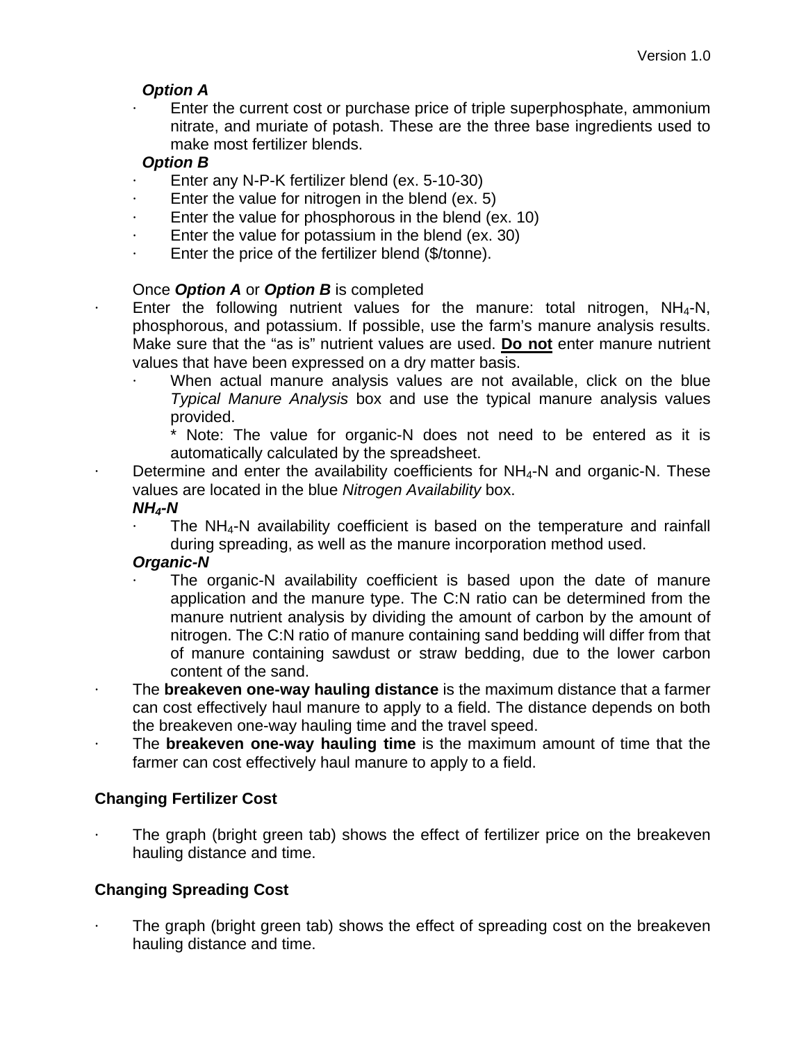*Option A*

- Enter the current cost or purchase price of triple superphosphate, ammonium nitrate, and muriate of potash. These are the three base ingredients used to make most fertilizer blends.

*Option B*

- Enter any N-P-K fertilizer blend (ex. 5-10-30)
- Enter the value for nitrogen in the blend (ex. 5)
- Enter the value for phosphorous in the blend (ex. 10)
- Enter the value for potassium in the blend (ex. 30)
- Enter the price of the fertilizer blend ($/tonne).

Once ***Option A*** or ***Option B*** is completed

- Enter the following nutrient values for the manure: total nitrogen, $NH_4$-N, phosphorous, and potassium. If possible, use the farm's manure analysis results. Make sure that the "as is" nutrient values are used. **<u>Do not</u>** enter manure nutrient values that have been expressed on a dry matter basis.
  - When actual manure analysis values are not available, click on the blue *Typical Manure Analysis* box and use the typical manure analysis values provided.

    * Note: The value for organic-N does not need to be entered as it is automatically calculated by the spreadsheet.
- Determine and enter the availability coefficients for $NH_4$-N and organic-N. These values are located in the blue *Nitrogen Availability* box.

  ***$NH_4$-N***
  - The $NH_4$-N availability coefficient is based on the temperature and rainfall during spreading, as well as the manure incorporation method used.

  ***Organic-N***
  - The organic-N availability coefficient is based upon the date of manure application and the manure type. The C:N ratio can be determined from the manure nutrient analysis by dividing the amount of carbon by the amount of nitrogen. The C:N ratio of manure containing sand bedding will differ from that of manure containing sawdust or straw bedding, due to the lower carbon content of the sand.
- The **breakeven one-way hauling distance** is the maximum distance that a farmer can cost effectively haul manure to apply to a field. The distance depends on both the breakeven one-way hauling time and the travel speed.
- The **breakeven one-way hauling time** is the maximum amount of time that the farmer can cost effectively haul manure to apply to a field.

## Changing Fertilizer Cost

- The graph (bright green tab) shows the effect of fertilizer price on the breakeven hauling distance and time.

## Changing Spreading Cost

- The graph (bright green tab) shows the effect of spreading cost on the breakeven hauling distance and time.